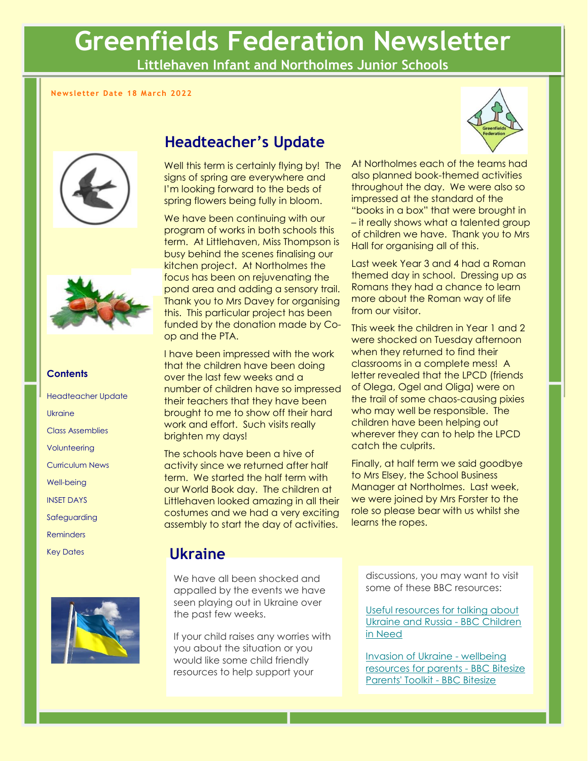# Greenfields Federation Newsletter

**Littlehaven Infant and Northolmes Junior Schools**

**Newsletter Date 18 March 2022**

**Contents**

- Headteacher Update
- Ukraine
- Class Assemblies
- Volunteering
- Curriculum News
- Well-being
- INSET DAYS
- Safeguarding
- Reminders
- Key Dates

## Headteacher's Update

Well this term is certainly flying by! The signs of spring are everywhere and I'm looking forward to the beds of spring flowers being fully in bloom.

We have been continuing with our program of works in both schools this term. At Littlehaven, Miss Thompson is busy behind the scenes finalising our kitchen project. At Northolmes the focus has been on rejuvenating the pond area and adding a sensory trail. Thank you to Mrs Davey for organising this. This particular project has been funded by the donation made by Co-op and the PTA.

I have been impressed with the work that the children have been doing over the last few weeks and a number of children have so impressed their teachers that they have been brought to me to show off their hard work and effort. Such visits really brighten my days!

The schools have been a hive of activity since we returned after half term. We started the half term with our World Book day. The children at Littlehaven looked amazing in all their costumes and we had a very exciting assembly to start the day of activities.

At Northolmes each of the teams had also planned book-themed activities throughout the day. We were also so impressed at the standard of the "books in a box" that were brought in – it really shows what a talented group of children we have. Thank you to Mrs Hall for organising all of this.

Last week Year 3 and 4 had a Roman themed day in school. Dressing up as Romans they had a chance to learn more about the Roman way of life from our visitor.

This week the children in Year 1 and 2 were shocked on Tuesday afternoon when they returned to find their classrooms in a complete mess! A letter revealed that the LPCD (friends of Olega, Ogel and Oliga) were on the trail of some chaos-causing pixies who may well be responsible. The children have been helping out wherever they can to help the LPCD catch the culprits.

Finally, at half term we said goodbye to Mrs Elsey, the School Business Manager at Northolmes. Last week, we were joined by Mrs Forster to the role so please bear with us whilst she learns the ropes.

## Ukraine

We have all been shocked and appalled by the events we have seen playing out in Ukraine over the past few weeks.

If your child raises any worries with you about the situation or you would like some child friendly resources to help support your discussions, you may want to visit some of these BBC resources:

Useful resources for talking about Ukraine and Russia - BBC Children in Need

Invasion of Ukraine - wellbeing resources for parents - BBC Bitesize Parents' Toolkit - BBC Bitesize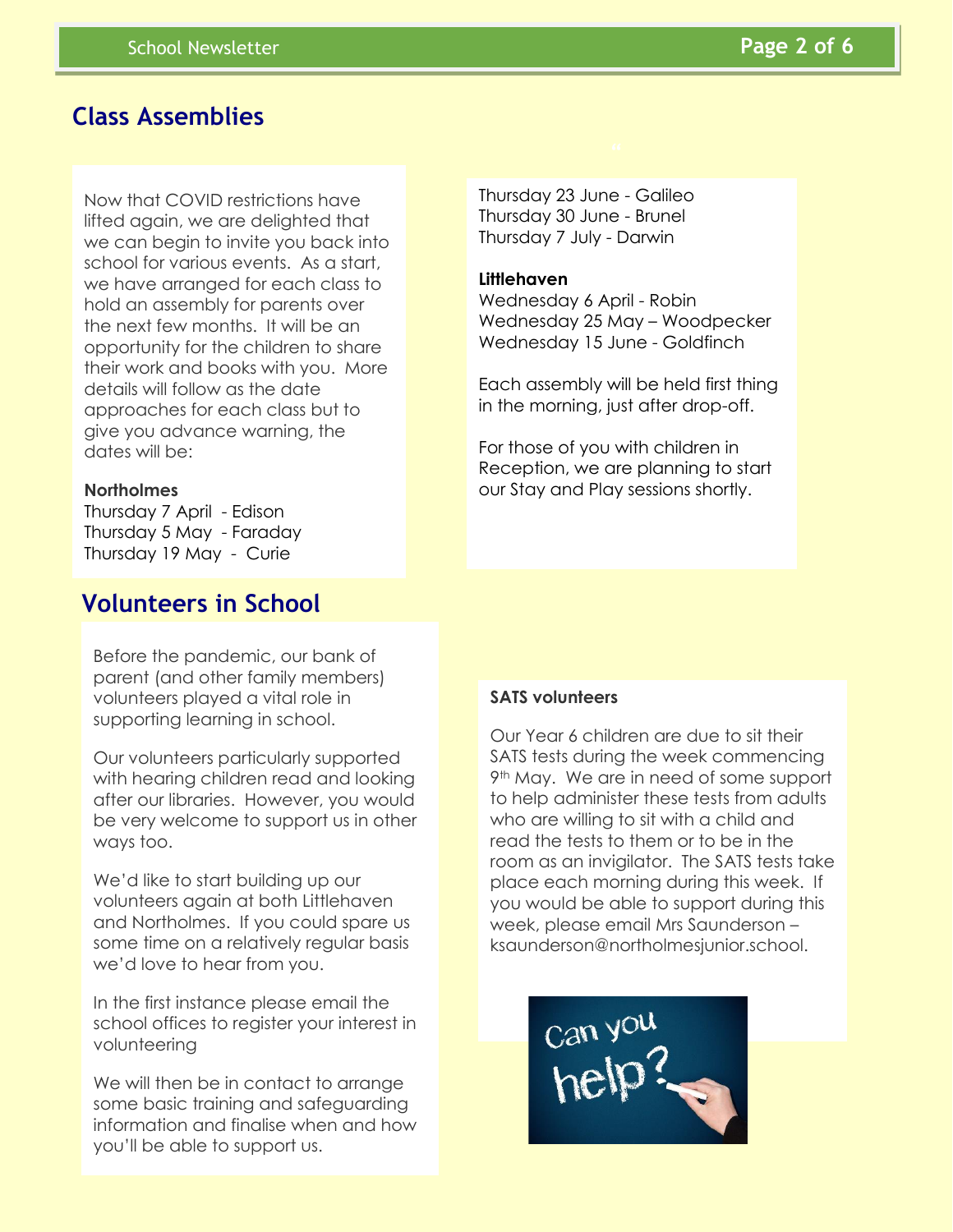## Class Assemblies

Now that COVID restrictions have lifted again, we are delighted that we can begin to invite you back into school for various events. As a start, we have arranged for each class to hold an assembly for parents over the next few months. It will be an opportunity for the children to share their work and books with you. More details will follow as the date approaches for each class but to give you advance warning, the dates will be:

**Northolmes**
Thursday 7 April - Edison
Thursday 5 May - Faraday
Thursday 19 May - Curie
Thursday 23 June - Galileo
Thursday 30 June - Brunel
Thursday 7 July - Darwin

**Littlehaven**
Wednesday 6 April - Robin
Wednesday 25 May – Woodpecker
Wednesday 15 June - Goldfinch

Each assembly will be held first thing in the morning, just after drop-off.

For those of you with children in Reception, we are planning to start our Stay and Play sessions shortly.

## Volunteers in School

Before the pandemic, our bank of parent (and other family members) volunteers played a vital role in supporting learning in school.

Our volunteers particularly supported with hearing children read and looking after our libraries. However, you would be very welcome to support us in other ways too.

We'd like to start building up our volunteers again at both Littlehaven and Northolmes. If you could spare us some time on a relatively regular basis we'd love to hear from you.

In the first instance please email the school offices to register your interest in volunteering

We will then be in contact to arrange some basic training and safeguarding information and finalise when and how you'll be able to support us.

**SATS volunteers**

Our Year 6 children are due to sit their SATS tests during the week commencing 9th May. We are in need of some support to help administer these tests from adults who are willing to sit with a child and read the tests to them or to be in the room as an invigilator. The SATS tests take place each morning during this week. If you would be able to support during this week, please email Mrs Saunderson – ksaunderson@northolmesjunior.school.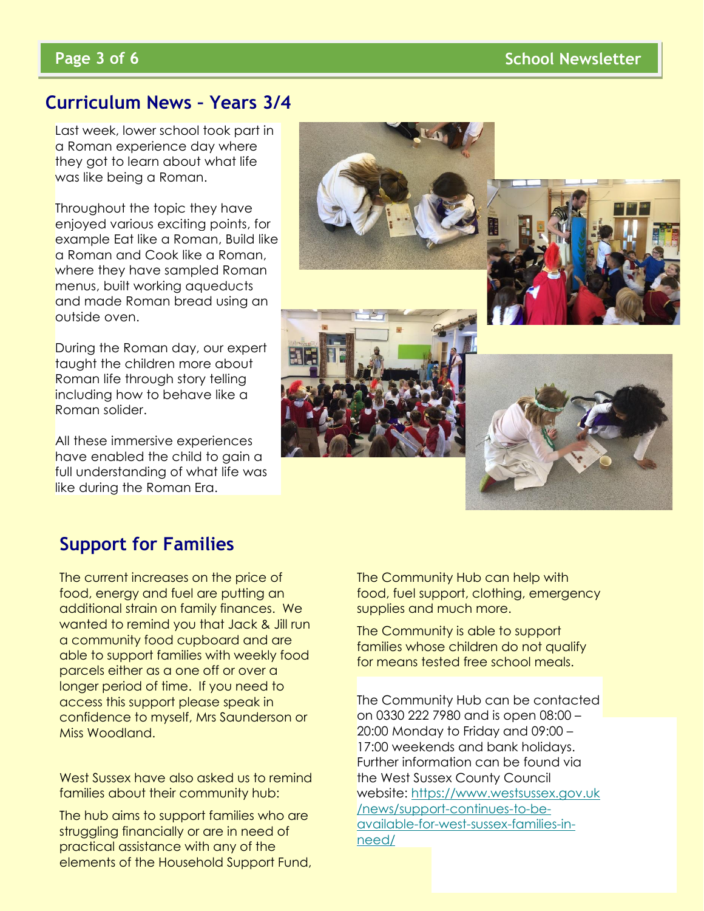## Curriculum News – Years 3/4

Last week, lower school took part in a Roman experience day where they got to learn about what life was like being a Roman.

Throughout the topic they have enjoyed various exciting points, for example Eat like a Roman, Build like a Roman and Cook like a Roman, where they have sampled Roman menus, built working aqueducts and made Roman bread using an outside oven.

During the Roman day, our expert taught the children more about Roman life through story telling including how to behave like a Roman solider.

All these immersive experiences have enabled the child to gain a full understanding of what life was like during the Roman Era.

## Support for Families

The current increases on the price of food, energy and fuel are putting an additional strain on family finances. We wanted to remind you that Jack & Jill run a community food cupboard and are able to support families with weekly food parcels either as a one off or over a longer period of time. If you need to access this support please speak in confidence to myself, Mrs Saunderson or Miss Woodland.

West Sussex have also asked us to remind families about their community hub:

The hub aims to support families who are struggling financially or are in need of practical assistance with any of the elements of the Household Support Fund,

The Community Hub can help with food, fuel support, clothing, emergency supplies and much more.

The Community is able to support families whose children do not qualify for means tested free school meals.

The Community Hub can be contacted on 0330 222 7980 and is open 08:00 – 20:00 Monday to Friday and 09:00 – 17:00 weekends and bank holidays. Further information can be found via the West Sussex County Council website: https://www.westsussex.gov.uk/news/support-continues-to-be-available-for-west-sussex-families-in-need/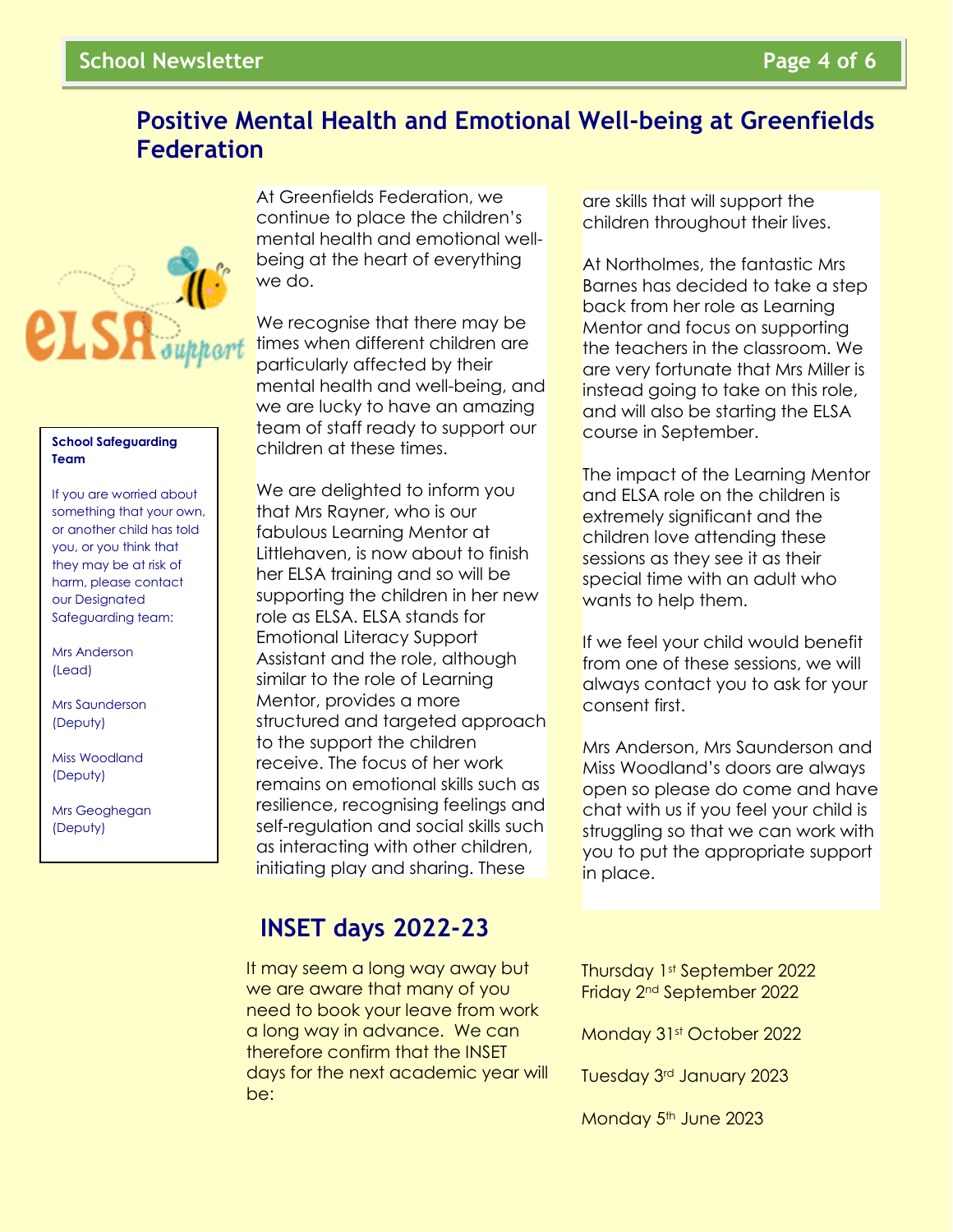# Positive Mental Health and Emotional Well-being at Greenfields Federation

At Greenfields Federation, we continue to place the children's mental health and emotional well-being at the heart of everything we do.

We recognise that there may be times when different children are particularly affected by their mental health and well-being, and we are lucky to have an amazing team of staff ready to support our children at these times.

We are delighted to inform you that Mrs Rayner, who is our fabulous Learning Mentor at Littlehaven, is now about to finish her ELSA training and so will be supporting the children in her new role as ELSA. ELSA stands for Emotional Literacy Support Assistant and the role, although similar to the role of Learning Mentor, provides a more structured and targeted approach to the support the children receive. The focus of her work remains on emotional skills such as resilience, recognising feelings and self-regulation and social skills such as interacting with other children, initiating play and sharing. These are skills that will support the children throughout their lives.

At Northolmes, the fantastic Mrs Barnes has decided to take a step back from her role as Learning Mentor and focus on supporting the teachers in the classroom. We are very fortunate that Mrs Miller is instead going to take on this role, and will also be starting the ELSA course in September.

The impact of the Learning Mentor and ELSA role on the children is extremely significant and the children love attending these sessions as they see it as their special time with an adult who wants to help them.

If we feel your child would benefit from one of these sessions, we will always contact you to ask for your consent first.

Mrs Anderson, Mrs Saunderson and Miss Woodland's doors are always open so please do come and have chat with us if you feel your child is struggling so that we can work with you to put the appropriate support in place.

**School Safeguarding Team**

If you are worried about something that your own, or another child has told you, or you think that they may be at risk of harm, please contact our Designated Safeguarding team:

Mrs Anderson (Lead)

Mrs Saunderson (Deputy)

Miss Woodland (Deputy)

Mrs Geoghegan (Deputy)

## INSET days 2022-23

It may seem a long way away but we are aware that many of you need to book your leave from work a long way in advance. We can therefore confirm that the INSET days for the next academic year will be:

Thursday 1st September 2022
Friday 2nd September 2022

Monday 31st October 2022

Tuesday 3rd January 2023

Monday 5th June 2023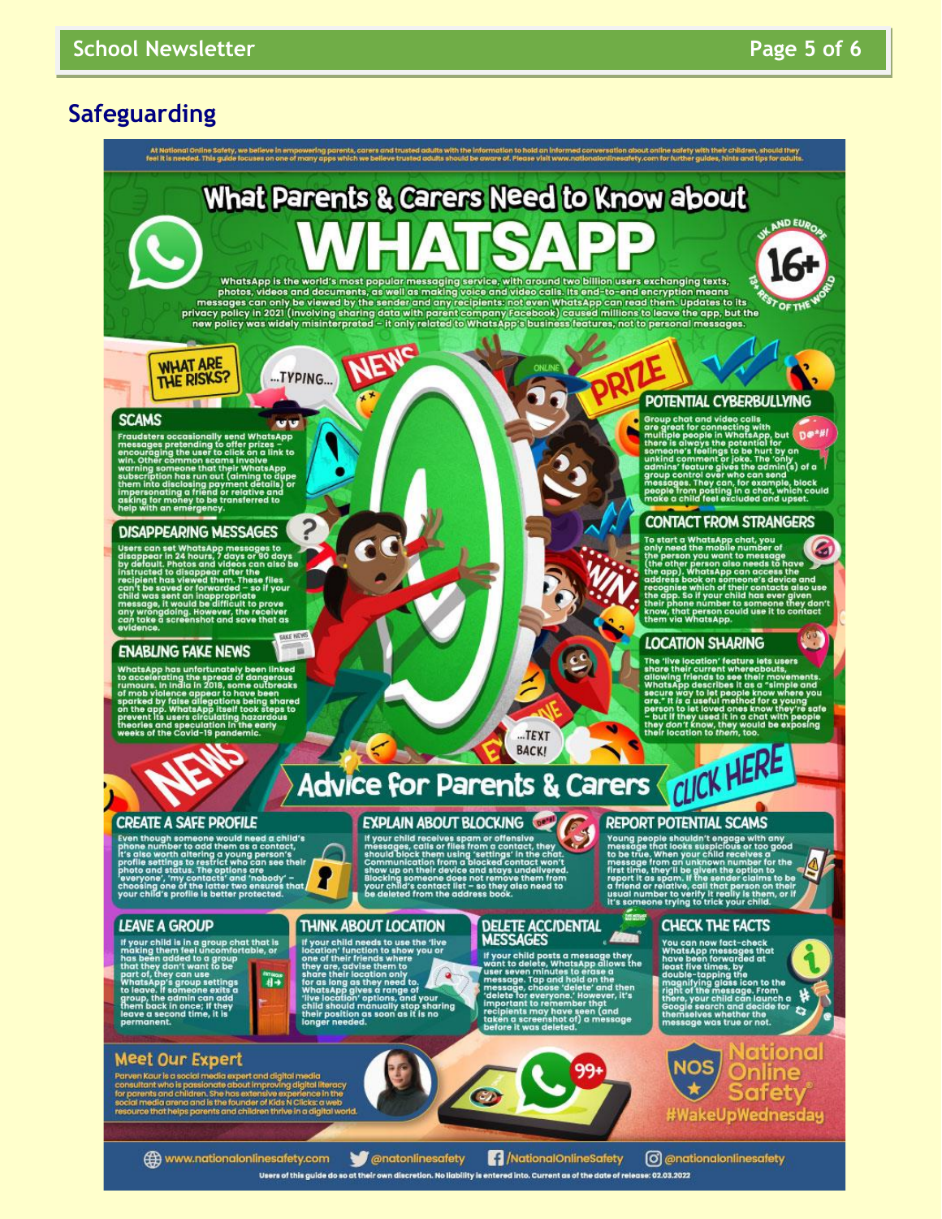## Safeguarding

At National Online Safety, we believe in empowering parents, carers and trusted adults with the information to hold an informed conversation about online safety with their children, should they feel it is needed. This guide focuses on one of many apps which we believe trusted adults should be aware of. Please visit www.nationalonlinesafety.com for further guides, hints and tips for adults.

# What Parents & Carers Need to Know about WHATSAPP

**16+ UK and Europe — 13+ Rest of the World**

WhatsApp is the world's most popular messaging service, with around two billion users exchanging texts, photos, videos and documents, as well as making voice and video calls. Its end-to-end encryption means messages can only be viewed by the sender and any recipients: not even WhatsApp can read them. Updates to its privacy policy in 2021 (involving sharing data with parent company Facebook) caused millions to leave the app, but the new policy was widely misinterpreted – it only related to WhatsApp's business features, not to personal messages.

## What are the risks?

### Scams

Fraudsters occasionally send WhatsApp messages pretending to offer prizes – encouraging the user to click on a link to win. Other common scams involve warning someone that their WhatsApp subscription has run out (aiming to dupe them into disclosing payment details) or impersonating a friend or relative and asking for money to be transferred to help with an emergency.

### Disappearing Messages

Users can set WhatsApp messages to disappear in 24 hours, 7 days or 90 days by default. Photos and videos can also be instructed to disappear after the recipient has viewed them. These files can't be saved or forwarded – so if your child was sent an inappropriate message, it would be difficult to prove any wrongdoing. However, the receiver *can* take a screenshot and save that as evidence.

### Enabling Fake News

WhatsApp has unfortunately been linked to accelerating the spread of dangerous rumours. In India in 2018, some outbreaks of mob violence appear to have been sparked by false allegations being shared on the app. WhatsApp itself took steps to prevent its users circulating hazardous theories and speculation in the early weeks of the Covid-19 pandemic.

### Potential Cyberbullying

Group chat and video calls are great for connecting with multiple people in WhatsApp, but there is always the potential for someone's feelings to be hurt by an unkind comment or joke. The 'only admins' feature gives the admin(s) of a group control over who can send messages. They can, for example, block people from posting in a chat, which could make a child feel excluded and upset.

### Contact from Strangers

To start a WhatsApp chat, you only need the mobile number of the person you want to message (the other person also needs to have the app). WhatsApp can access the address book on someone's device and recognise which of their contacts also use the app. So if your child has ever given their phone number to someone they don't know, that person could use it to contact them via WhatsApp.

### Location Sharing

The 'live location' feature lets users share their current whereabouts, allowing friends to see their movements. WhatsApp describes it as a "simple and secure way to let people know where you are." It *is* a useful method for a young person to let loved ones know they're safe – but if they used it in a chat with people they *don't* know, they would be exposing their location to *them*, too.

## Advice for Parents & Carers

### Create a Safe Profile

Even though someone would need a child's phone number to add them as a contact, it's also worth altering a young person's profile settings to restrict who can see their photo and status. The options are 'everyone', 'my contacts' and 'nobody' – choosing one of the latter two ensures that your child's profile is better protected.

### Explain About Blocking

If your child receives spam or offensive messages, calls or files from a contact, they should block them using 'settings' in the chat. Communication from a blocked contact won't show up on their device and stays undelivered. Blocking someone does not remove them from your child's contact list – so they also need to be deleted from the address book.

### Report Potential Scams

Young people shouldn't engage with any message that looks suspicious or too good to be true. When your child receives a message from an unknown number for the first time, they'll be given the option to report it as spam. If the sender claims to be a friend or relative, call that person on their usual number to verify it really is them, or if it's someone trying to trick your child.

### Leave a Group

If your child is in a group chat that is making them feel uncomfortable, or has been added to a group that they don't want to be part of, they can use WhatsApp's group settings to leave. If someone exits a group, the admin can add them back in once; if they leave a second time, it is permanent.

### Think About Location

If your child needs to use the 'live location' function to show you or one of their friends where they are, advise them to share their location only for as long as they need to. WhatsApp gives a range of 'live location' options, and your child should manually stop sharing their position as soon as it is no longer needed.

### Delete Accidental Messages

If your child posts a message they want to delete, WhatsApp allows the user seven minutes to erase a message. Tap and hold on the message, choose 'delete' and then 'delete for everyone.' However, it's important to remember that recipients may have seen (and taken a screenshot of) a message before it was deleted.

### Check the Facts

You can now fact-check WhatsApp messages that have been forwarded at least five times, by double-tapping the magnifying glass icon to the right of the message. From there, your child can launch a Google search and decide for themselves whether the message was true or not.

## Meet Our Expert

Parven Kaur is a social media expert and digital media consultant who is passionate about improving digital literacy for parents and children. She has extensive experience in the social media arena and is the founder of Kids N Clicks: a web resource that helps parents and children thrive in a digital world.

National Online Safety #WakeUpWednesday

www.nationalonlinesafety.com | @natonlinesafety | /NationalOnlineSafety | @nationalonlinesafety

Users of this guide do so at their own discretion. No liability is entered into. Current as of the date of release: 02.03.2022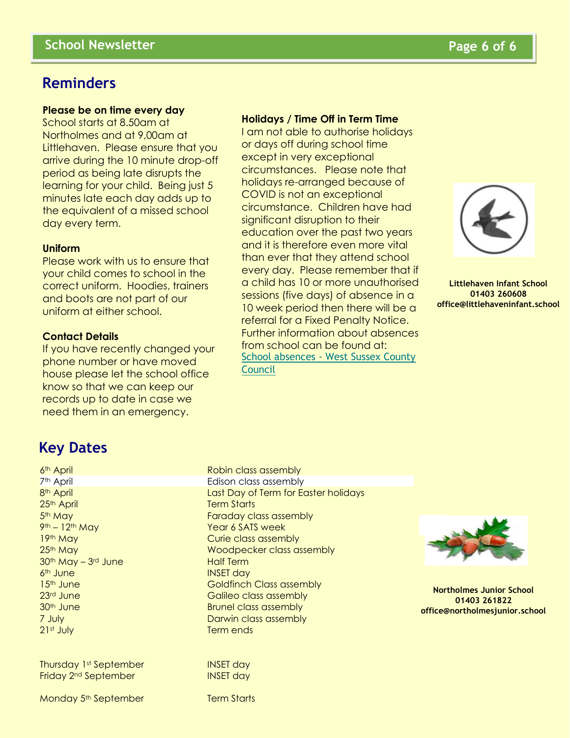## Reminders

**Please be on time every day**
School starts at 8.50am at Northolmes and at 9,00am at Littlehaven. Please ensure that you arrive during the 10 minute drop-off period as being late disrupts the learning for your child. Being just 5 minutes late each day adds up to the equivalent of a missed school day every term.

**Uniform**
Please work with us to ensure that your child comes to school in the correct uniform. Hoodies, trainers and boots are not part of our uniform at either school.

**Contact Details**
If you have recently changed your phone number or have moved house please let the school office know so that we can keep our records up to date in case we need them in an emergency.

**Holidays / Time Off in Term Time**
I am not able to authorise holidays or days off during school time except in very exceptional circumstances. Please note that holidays re-arranged because of COVID is not an exceptional circumstance. Children have had significant disruption to their education over the past two years and it is therefore even more vital than ever that they attend school every day. Please remember that if a child has 10 or more unauthorised sessions (five days) of absence in a 10 week period then there will be a referral for a Fixed Penalty Notice. Further information about absences from school can be found at: School absences - West Sussex County Council

**Littlehaven Infant School**
**01403 260608**
**office@littlehaveninfant.school**

## Key Dates

| | |
|---|---|
| 6th April | Robin class assembly |
| 7th April | Edison class assembly |
| 8th April | Last Day of Term for Easter holidays |
| 25th April | Term Starts |
| 5th May | Faraday class assembly |
| 9th – 12th May | Year 6 SATS week |
| 19th May | Curie class assembly |
| 25th May | Woodpecker class assembly |
| 30th May – 3rd June | Half Term |
| 6th June | INSET day |
| 15th June | Goldfinch Class assembly |
| 23rd June | Galileo class assembly |
| 30th June | Brunel class assembly |
| 7 July | Darwin class assembly |
| 21st July | Term ends |
| Thursday 1st September | INSET day |
| Friday 2nd September | INSET day |
| Monday 5th September | Term Starts |

**Northolmes Junior School**
**01403 261822**
**office@northolmesjunior.school**